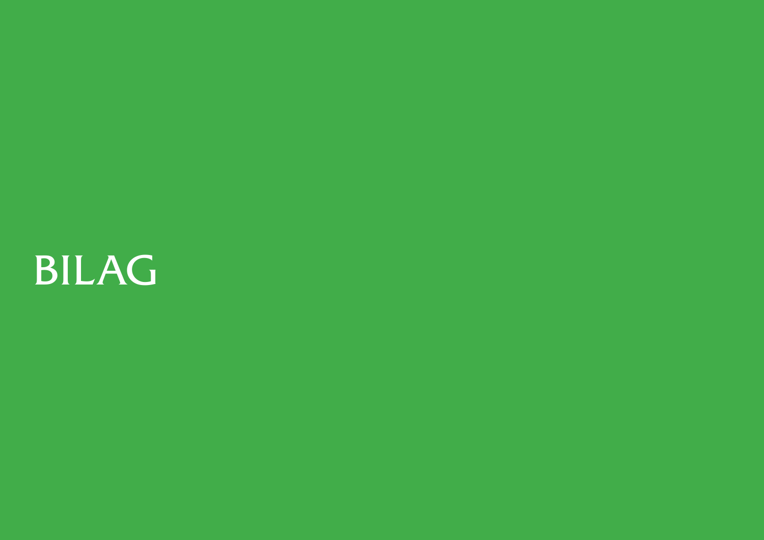# BILAG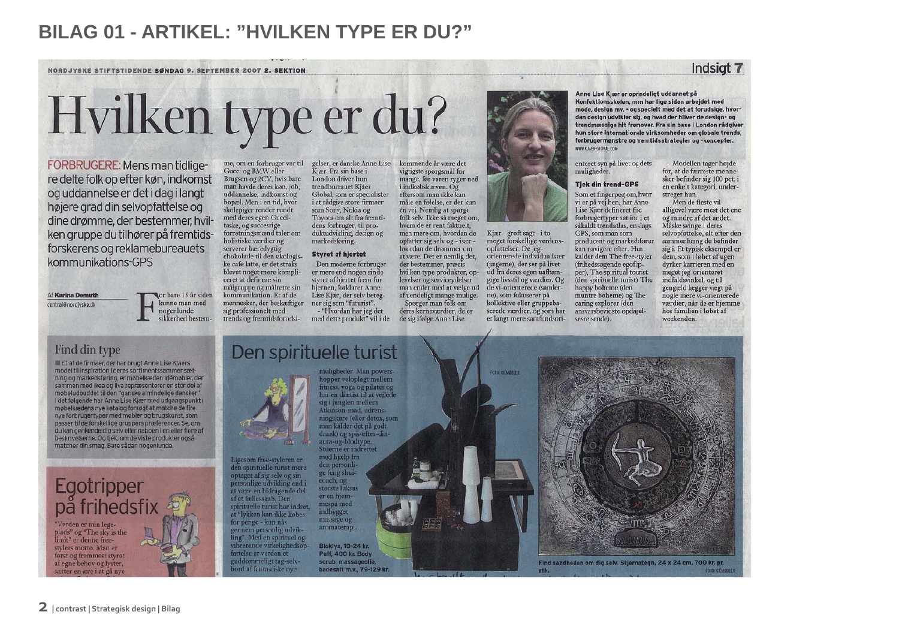# BILAG 01 - ARTIKEL: "HVILKEN TYPE ER DU?"

NORDJYSKE STIFTSTIDENDE SØNDAG 9. SEPTEMBER 2007 2. SEKTION

Indsigt 7

## Hvilken type er du?

**FORBRUGERE:** Mens man tidligere delte folk op efter køn, indkomst og uddannelse er det i dag i langt højere grad din selvopfattelse og dine drømme, der bestemmer, hvilken gruppe du tilhører på fremtidsforskerens og reklamebureauets kommunikations-GPS

Af **Karina Demuth**
central@nordjyske.dk

For bare 15 år siden kunne man med nogenlunde sikkerhed bestemme, om en forbruger var til Gucci og BMW eller Brugsen og 2CV, hvis bare man havde deres køn, job, uddannelse, indkomst og bopæl. Men i en tid, hvor skolepiger render rundt med deres egen Gucci-taske, og succesrige forretningsmænd taler om holistiske værdier og serverer bæredygtig chokolade til den økologiske cafe latte, er det straks blevet noget mere kompliceret at definere sin målgruppe og målrette sin kommunikation. Et af de mennesker, der beskæftiger sig professionelt med trends og fremtidsforudsigelser, er danske Anne Lise Kjær. Fra sin base i London driver hun trendbureauet Kjaer Global, som er specialister i at rådgive store firmaer som Sony, Nokia og Toyota om alt fra fremtidens forbruger, til produktudvikling, design og markedsføring.

### Styret af hjertet

- Den moderne forbruger er mere end nogen sinde styret af hjertet frem for hjernen, forklarer Anne Lise Kjær, der selv betegner sig som "futurist".

- "Hvordan har jeg det med dette produkt" vil i de kommende år være det vigtigste spørgsmål for mange, før varen ryger ned i indkøbskurven. Og eftersom man ikke kan måle en følelse, er der kun én vej. Nemlig at spørge folk selv. Ikke så meget om, hvem de er rent faktuelt, men mere om, hvordan de opfatter sig selv og - især - hvordan de drømmer om at være. Det er nemlig det, der bestemmer, præcis hvilken type produkter, oplevelser og serviceydelser man ender med at vælge ud af uendeligt mange mulige.

Spørger man folk om deres kerneværdier, deler de sig ifølge Anne Lise Kjær - groft sagt - i to meget forskellige verdensopfattelser. De jeg-orienterede individualister (jægerne), der ser på livet ud fra deres egen uafhængige livsstil og værdier. Og de vi-orienterede (samlerne), som fokuserer på kollektive eller gruppebaserede værdier, og som har et langt mere samfundsorienteret syn på livet og dets muligheder.

Anne Lise Kjær er oprindeligt uddannet på Konfektionsskolen, men har lige siden arbejdet med mode, design mv. - og specielt med at forudsige, hvordan design udvikler sig, og hvad der bliver de design- og trendmæssige hit fremover. Fra sin base i London rådgiver hun store internationale virksomheder om globale trends, forbrugermønstre og fremtidsstrategier og -koncepter.
WWW.KJAER-GLOBAL.COM

### Tjek din trend-GPS

Som et fingerpeg om, hvor vi er på vej hen, har Anne Lise Kjær defineret fire forbrugertyper sat ind i et såkaldt trendatlas, en slags GPS, som man som producent og markedsfører kan navigere efter. Hun kalder dem The free-styler (frihedssøgende egoflipper), The spiritual tourist (den spirituelle turist) The happy boheme (den muntre boheme) og The caring explorer (den ansvarsbevidste opdagelsesrejsende).

- Modellen tager højde for, at de færreste mennesker befinder sig 100 pct. i en enkelt kategori, understreger hun.

- Men de fleste vil alligevel være mest det ene og mindre af det andet. Måske svinge i deres selvopfattelse, alt efter den sammenhæng de befinder sig i. Et typisk eksempel er dem, som i løbet af ugen dyrker karrieren med en meget jeg-orienteret indfaldsvinkel, og til gengæld lægger vægt på nogle mere vi-orienterede værdier, når de er hjemme hos familien i løbet af weekenden.

### Find din type

Et af de firmaer, der har brugt Anne Lise Kjaers model til inspiration i deres sortimentssammensætning og markedsføring, er møbelkæden Idémøbler, der sammen med Ikea og Ilva repræsenterer en stor del af møbeludbuddet til den "ganske almindelige dansker". I det følgende har Anne Lise Kjær med udgangspunkt i møbelkædens nye katalog forsøgt at matche de fire nye forbrugertyper med møbler og brugskunst, som passer til de forskellige gruppers præferencer. Se, om du kan genkende dig selv eller naboen i en eller flere af beskrivelserne. Og tjek, om de viste produkter også matcher din smag. Bare sådan nogenlunde.

### Egotripper på frihedsfix

"Verden er min legeplads" og "The sky is the limit" er denne free-stylers motto. Man er først og fremmest styret af egne behov og lyster, sætter en ære i at gå nye

### Den spirituelle turist

Ligesom free-styleren er den spirituelle turist mere optaget af sig selv og sin personlige udvikling end i at være en bidragende del af et fællesskab. Den spirituelle turist har indset, at "lykken kan ikke købes for penge - kun nås gennem personlig udvikling". Med en spirituel og vibrerende virkelighedsopfattelse er verden et guddommeligt tag-selv-bord af fantastiske nye muligheder. Man powershopper veloplagt mellem fitness, yoga og pilates og har en diætist til at vejlede sig i junglen mellem Atkinson-mad, udrensningskure (eller detox, som man kalder det på godt dansk) og spis-efter-din-aura-og-blodtype. Stuerne er indrettet med hjælp fra den personlige feng shui-coach, og største luksus er en hjemmespa med indbygget massage og aromaterapi.

FOTO: IDÉMØBLER

**Bioklys, 10-24 kr. Puff, 400 kr. Body scrub, massageolie, badesalt m.v., 79-129 kr.**

Find sandheden om dig selv. Stjernetegn, 24 x 24 cm, 700 kr. pr. stk.

FOTO: IDÉMØBLER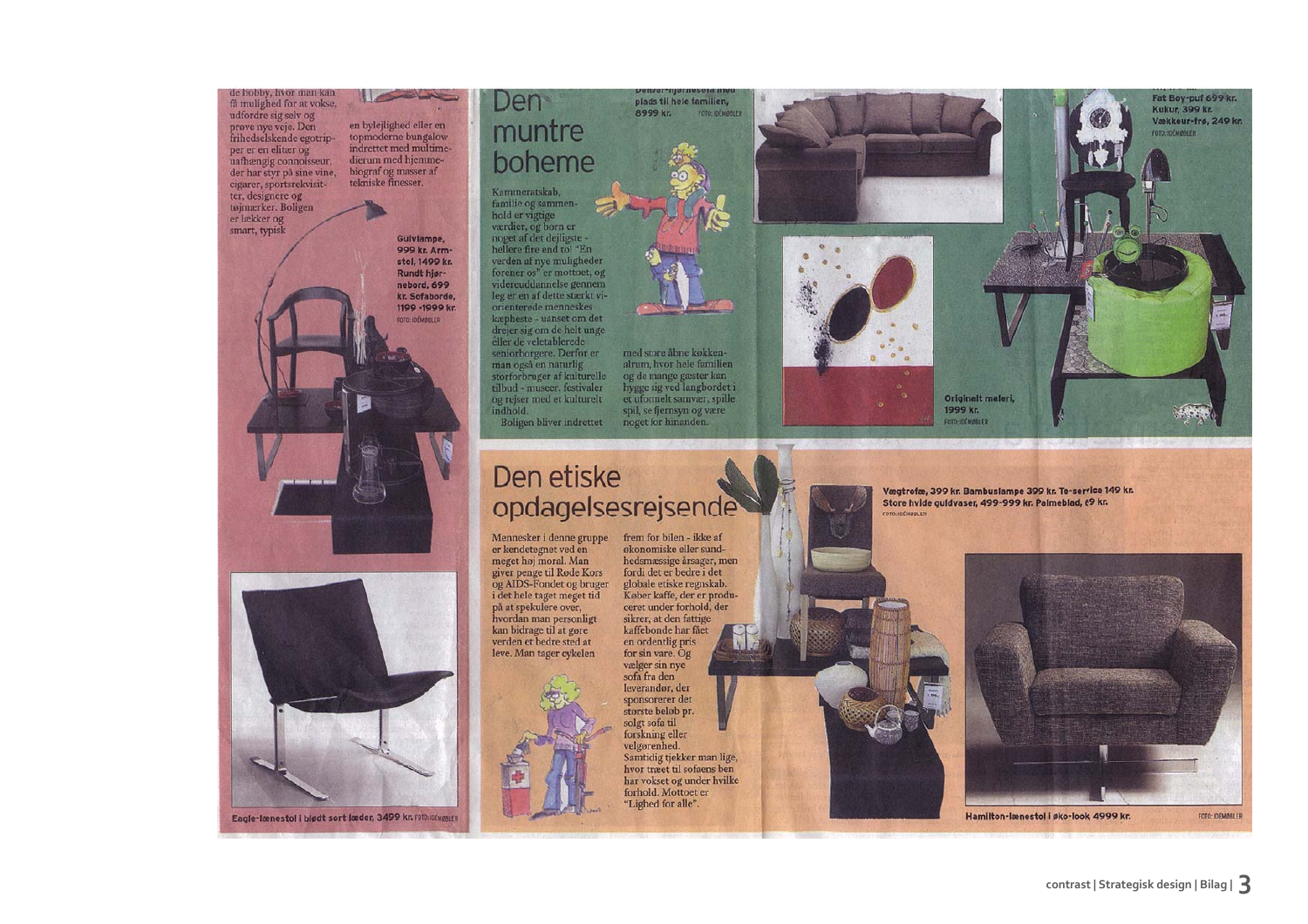de hobby, hvor man kan få mulighed for at vokse, udfordre sig selv og prøve nye veje. Den frihedselskende egotripper er en elitær og uafhængig connoisseur, der har styr på sine vine, cigarer, sportsrekvisitter, designere og tøjmærker. Boligen er lækker og smart, typisk en bylejlighed eller en topmoderne bungalow indrettet med multimedierum med hjemmebiograf og masser af tekniske finesser.

Gulvlampe, 999 kr. Armstol, 1499 kr. Rundt hjørnebord, 699 kr. Sofaborde, 1199 -1999 kr. FOTO: IDÉMØBLER

Eagle-lænestol i blødt sort læder, 3499 kr. FOTO: IDÉMØBLER

## Den muntre boheme

Kammeratskab, familie og sammenhold er vigtige værdier, og børn er noget af det dejligste - hellere fire end to! "En verden af nye muligheder forener os" er mottoet, og videreuddannelse gennem leg er en af dette stærkt vi-orienterede menneskes kæpheste - uanset om det drejer sig om de helt unge eller de veletablerede seniorborgere. Derfor er man også en naturlig storforbruger af kulturelle tilbud - museer, festivaler og rejser med et kulturelt indhold.

Boligen bliver indrettet med store åbne køkken-alrum, hvor hele familien og de mange gæster kan hygge sig ved langbordet i et uformelt samvær, spille spil, se fjernsyn og være noget for hinanden.

Denver-hjørnesofa med plads til hele familien, 8999 kr. FOTO: IDÉMØBLER

Originalt maleri, 1999 kr. FOTO: IDÉMØBLER

Fat Boy-puf 699 kr. Kukur, 399 kr. Vækkeur-frø, 249 kr. FOTO: IDÉMØBLER

## Den etiske opdagelsesrejsende

Mennesker i denne gruppe er kendetegnet ved en meget høj moral. Man giver penge til Røde Kors og AIDS-Fondet og bruger i det hele taget meget tid på at spekulere over, hvordan man personligt kan bidrage til at gøre verden et bedre sted at leve. Man tager cyklen frem for bilen - ikke af økonomiske eller sundhedsmæssige årsager, men fordi det er bedre i det globale etiske regnskab. Køber kaffe, der er produceret under forhold, der sikrer, at den fattige kaffebonde har fået en ordentlig pris for sin vare. Og vælger sin nye sofa fra den leverandør, der sponsorerer det største beløb pr. solgt sofa til forskning eller velgørenhed. Samtidig tjekker man lige, hvor træet til sofaens ben har vokset og under hvilke forhold. Mottoet er "Lighed for alle".

Vægtrofæ, 399 kr. Bambuslampe 399 kr. Te-service 149 kr. Store hvide guldvaser, 499-999 kr. Palmeblad, 69 kr. FOTO: IDÉMØBLER

Hamilton-lænestol i øko-look 4999 kr. FOTO: IDÉMØBLER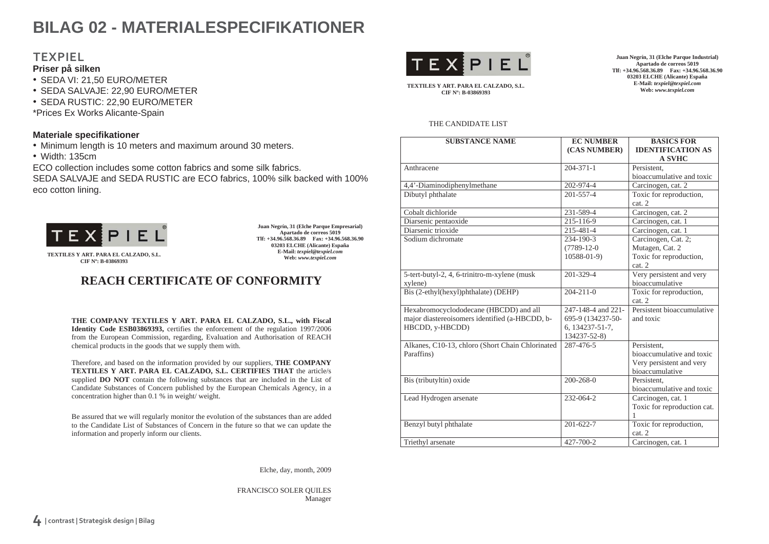# BILAG 02 - MATERIALESPECIFIKATIONER

## TEXPIEL

**Priser på silken**

- SEDA VI: 21,50 EURO/METER
- SEDA SALVAJE: 22,90 EURO/METER
- SEDA RUSTIC: 22,90 EURO/METER

*Prices Ex Works Alicante-Spain

**Materiale specifikationer**

- Minimum length is 10 meters and maximum around 30 meters.
- Width: 135cm

ECO collection includes some cotton fabrics and some silk fabrics.
SEDA SALVAJE and SEDA RUSTIC are ECO fabrics, 100% silk backed with 100% eco cotton lining.

TEXPIEL®

**TEXTILES Y ART. PARA EL CALZADO, S.L.**
**CIF Nº: B-03869393**

**Juan Negrín, 31 (Elche Parque Empresarial)**
**Apartado de correos 5019**
**Tlf: +34.96.568.36.89 Fax: +34.96.568.36.90**
**03203 ELCHE (Alicante) España**
**E-Mail: *texpiel@texpiel.com***
**Web: *www.texpiel.com***

## REACH CERTIFICATE OF CONFORMITY

**THE COMPANY TEXTILES Y ART. PARA EL CALZADO, S.L., with Fiscal Identity Code ESB03869393,** certifies the enforcement of the regulation 1997/2006 from the European Commission, regarding, Evaluation and Authorisation of REACH chemical products in the goods that we supply them with.

Therefore, and based on the information provided by our suppliers, **THE COMPANY TEXTILES Y ART. PARA EL CALZADO, S.L. CERTIFIES THAT** the article/s supplied **DO NOT** contain the following substances that are included in the List of Candidate Substances of Concern published by the European Chemicals Agency, in a concentration higher than 0.1 % in weight/ weight.

Be assured that we will regularly monitor the evolution of the substances than are added to the Candidate List of Substances of Concern in the future so that we can update the information and properly inform our clients.

Elche, day, month, 2009

FRANCISCO SOLER QUILES
Manager

TEXPIEL®

**TEXTILES Y ART. PARA EL CALZADO, S.L.**
**CIF Nº: B-03869393**

**Juan Negrín, 31 (Elche Parque Industrial)**
**Apartado de correos 5019**
**Tlf: +34.96.568.36.89 Fax: +34.96.568.36.90**
**03203 ELCHE (Alicante) España**
**E-Mail: *texpiel@texpiel.com***
**Web: *www.texpiel.com***

THE CANDIDATE LIST

| SUBSTANCE NAME | EC NUMBER (CAS NUMBER) | BASICS FOR IDENTIFICATION AS A SVHC |
|---|---|---|
| Anthracene | 204-371-1 | Persistent, bioaccumulative and toxic |
| 4,4'-Diaminodiphenylmethane | 202-974-4 | Carcinogen, cat. 2 |
| Dibutyl phthalate | 201-557-4 | Toxic for reproduction, cat. 2 |
| Cobalt dichloride | 231-589-4 | Carcinogen, cat. 2 |
| Diarsenic pentaoxide | 215-116-9 | Carcinogen, cat. 1 |
| Diarsenic trioxide | 215-481-4 | Carcinogen, cat. 1 |
| Sodium dichromate | 234-190-3 (7789-12-0 10588-01-9) | Carcinogen, Cat. 2; Mutagen, Cat. 2 Toxic for reproduction, cat. 2 |
| 5-tert-butyl-2, 4, 6-trinitro-m-xylene (musk xylene) | 201-329-4 | Very persistent and very bioaccumulative |
| Bis (2-ethyl(hexyl)phthalate) (DEHP) | 204-211-0 | Toxic for reproduction, cat. 2 |
| Hexabromocyclododecane (HBCDD) and all major diastereoisomers identified (a-HBCDD, b-HBCDD, y-HBCDD) | 247-148-4 and 221-695-9 (134237-50-6, 134237-51-7, 134237-52-8) | Persistent bioaccumulative and toxic |
| Alkanes, C10-13, chloro (Short Chain Chlorinated Paraffins) | 287-476-5 | Persistent, bioaccumulative and toxic Very persistent and very bioaccumulative |
| Bis (tributyltin) oxide | 200-268-0 | Persistent, bioaccumulative and toxic |
| Lead Hydrogen arsenate | 232-064-2 | Carcinogen, cat. 1 Toxic for reproduction cat. 1 |
| Benzyl butyl phthalate | 201-622-7 | Toxic for reproduction, cat. 2 |
| Triethyl arsenate | 427-700-2 | Carcinogen, cat. 1 |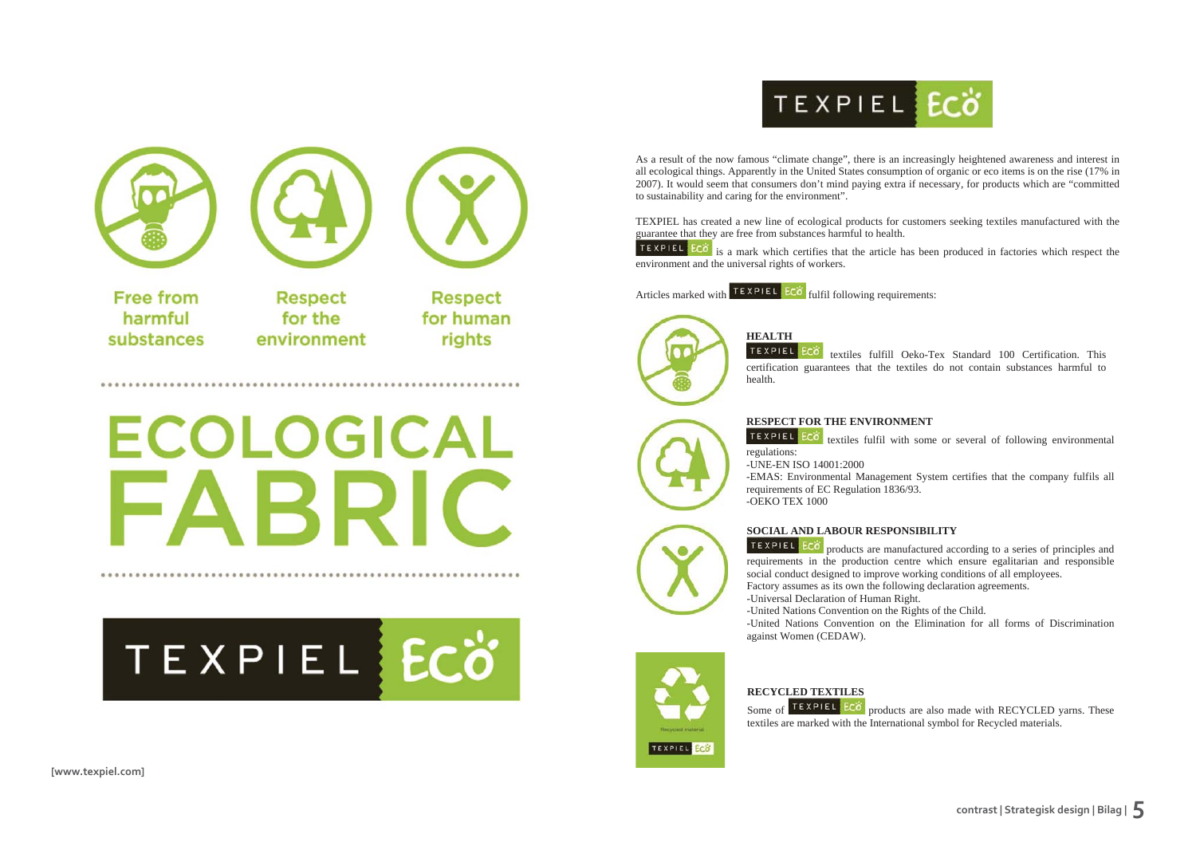Free from harmful substances

Respect for the environment

Respect for human rights

# ECOLOGICAL FABRIC

TEXPIEL ECO

[www.texpiel.com]

TEXPIEL ECO

As a result of the now famous “climate change”, there is an increasingly heightened awareness and interest in all ecological things. Apparently in the United States consumption of organic or eco items is on the rise (17% in 2007). It would seem that consumers don’t mind paying extra if necessary, for products which are “committed to sustainability and caring for the environment”.

TEXPIEL has created a new line of ecological products for customers seeking textiles manufactured with the guarantee that they are free from substances harmful to health.

TEXPIEL ECO is a mark which certifies that the article has been produced in factories which respect the environment and the universal rights of workers.

Articles marked with TEXPIEL ECO fulfil following requirements:

**HEALTH**

TEXPIEL ECO textiles fulfill Oeko-Tex Standard 100 Certification. This certification guarantees that the textiles do not contain substances harmful to health.

**RESPECT FOR THE ENVIRONMENT**

TEXPIEL ECO textiles fulfil with some or several of following environmental regulations:

- -UNE-EN ISO 14001:2000
- -EMAS: Environmental Management System certifies that the company fulfils all requirements of EC Regulation 1836/93.
- -OEKO TEX 1000

**SOCIAL AND LABOUR RESPONSIBILITY**

TEXPIEL ECO products are manufactured according to a series of principles and requirements in the production centre which ensure egalitarian and responsible social conduct designed to improve working conditions of all employees.

Factory assumes as its own the following declaration agreements.

- -Universal Declaration of Human Right.
- -United Nations Convention on the Rights of the Child.
- -United Nations Convention on the Elimination for all forms of Discrimination against Women (CEDAW).

Recycled material

TEXPIEL ECO

**RECYCLED TEXTILES**

Some of TEXPIEL ECO products are also made with RECYCLED yarns. These textiles are marked with the International symbol for Recycled materials.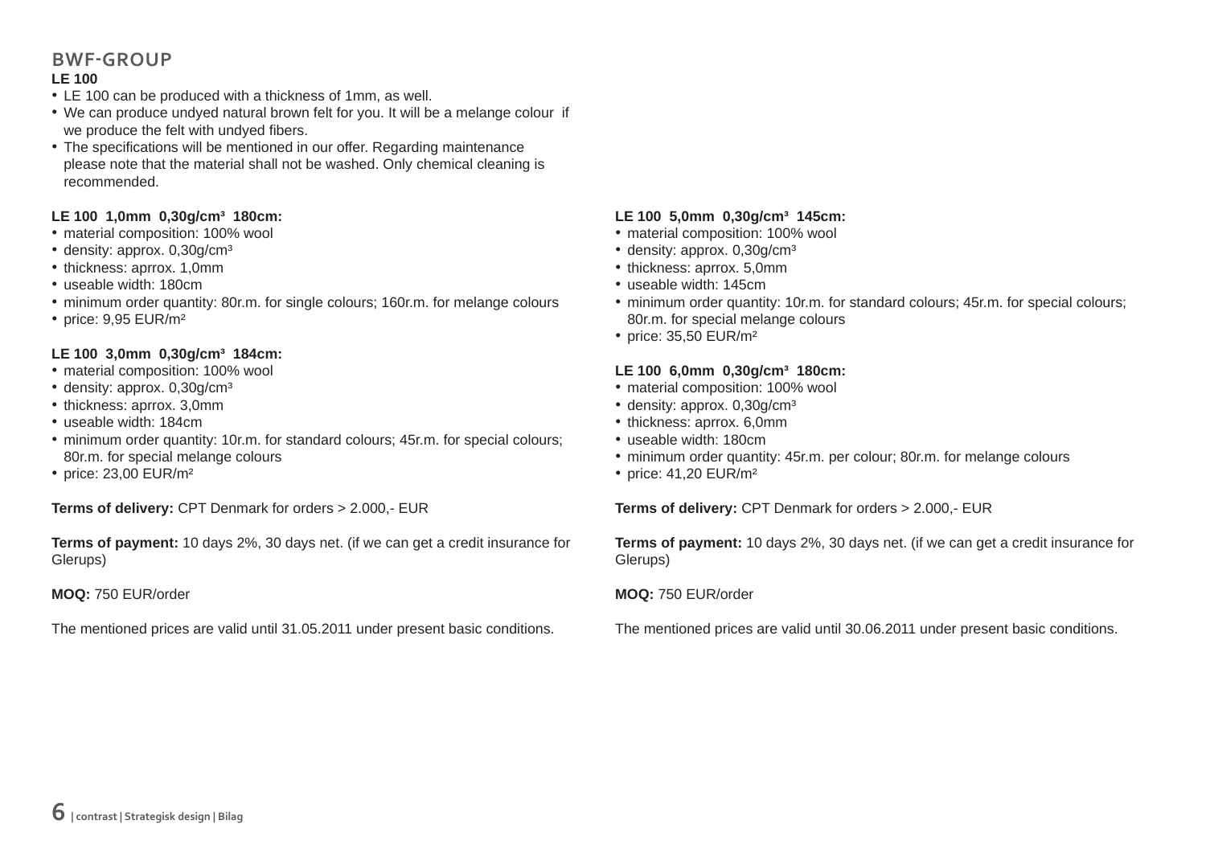## BWF-GROUP

**LE 100**

- LE 100 can be produced with a thickness of 1mm, as well.
- We can produce undyed natural brown felt for you. It will be a melange colour if we produce the felt with undyed fibers.
- The specifications will be mentioned in our offer. Regarding maintenance please note that the material shall not be washed. Only chemical cleaning is recommended.

**LE 100 1,0mm 0,30g/cm³ 180cm:**

- material composition: 100% wool
- density: approx. 0,30g/cm³
- thickness: aprrox. 1,0mm
- useable width: 180cm
- minimum order quantity: 80r.m. for single colours; 160r.m. for melange colours
- price: 9,95 EUR/m²

**LE 100 3,0mm 0,30g/cm³ 184cm:**

- material composition: 100% wool
- density: approx. 0,30g/cm³
- thickness: aprrox. 3,0mm
- useable width: 184cm
- minimum order quantity: 10r.m. for standard colours; 45r.m. for special colours; 80r.m. for special melange colours
- price: 23,00 EUR/m²

**Terms of delivery:** CPT Denmark for orders > 2.000,- EUR

**Terms of payment:** 10 days 2%, 30 days net. (if we can get a credit insurance for Glerups)

**MOQ:** 750 EUR/order

The mentioned prices are valid until 31.05.2011 under present basic conditions.

**LE 100 5,0mm 0,30g/cm³ 145cm:**

- material composition: 100% wool
- density: approx. 0,30g/cm³
- thickness: aprrox. 5,0mm
- useable width: 145cm
- minimum order quantity: 10r.m. for standard colours; 45r.m. for special colours; 80r.m. for special melange colours
- price: 35,50 EUR/m²

**LE 100 6,0mm 0,30g/cm³ 180cm:**

- material composition: 100% wool
- density: approx. 0,30g/cm³
- thickness: aprrox. 6,0mm
- useable width: 180cm
- minimum order quantity: 45r.m. per colour; 80r.m. for melange colours
- price: 41,20 EUR/m²

**Terms of delivery:** CPT Denmark for orders > 2.000,- EUR

**Terms of payment:** 10 days 2%, 30 days net. (if we can get a credit insurance for Glerups)

**MOQ:** 750 EUR/order

The mentioned prices are valid until 30.06.2011 under present basic conditions.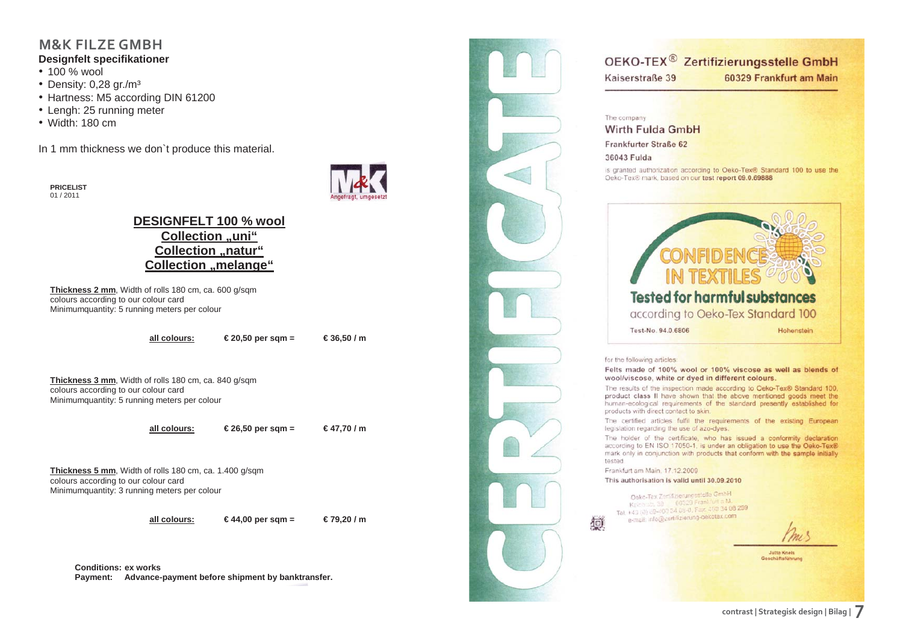## M&K FILZE GMBH

**Designfelt specifikationer**

- 100 % wool
- Density: 0,28 gr./m³
- Hartness: M5 according DIN 61200
- Lengh: 25 running meter
- Width: 180 cm

In 1 mm thickness we don`t produce this material.

**PRICELIST**
01 / 2011

M&K Angefragt, umgesetzt

**DESIGNFELT 100 % wool**
**Collection „uni“**
**Collection „natur“**
**Collection „melange“**

**Thickness 2 mm**, Width of rolls 180 cm, ca. 600 g/sqm
colours according to our colour card
Minimumquantity: 5 running meters per colour

**all colours:** **€ 20,50 per sqm =** **€ 36,50 / m**

**Thickness 3 mm**, Width of rolls 180 cm, ca. 840 g/sqm
colours according to our colour card
Minimumquantity: 5 running meters per colour

**all colours:** **€ 26,50 per sqm =** **€ 47,70 / m**

**Thickness 5 mm**, Width of rolls 180 cm, ca. 1.400 g/sqm
colours according to our colour card
Minimumquantity: 3 running meters per colour

**all colours:** **€ 44,00 per sqm =** **€ 79,20 / m**

**Conditions: ex works**
**Payment: Advance-payment before shipment by banktransfer.**

CERTIFICATE

## OEKO-TEX® Zertifizierungsstelle GmbH

Kaiserstraße 39 60329 Frankfurt am Main

The company
**Wirth Fulda GmbH**
Frankfurter Straße 62
36043 Fulda

is granted authorization according to Oeko-Tex® Standard 100 to use the Oeko-Tex® mark, based on our test report **09.0.69888**

CONFIDENCE IN TEXTILES
**Tested for harmful substances**
according to Oeko-Tex Standard 100
Test-No. 94.0.6806 Hohenstein

for the following articles:

**Felts made of 100% wool or 100% viscose as well as blends of wool/viscose, white or dyed in different colours.**

The results of the inspection made according to Oeko-Tex® Standard 100, product class II have shown that the above mentioned goods meet the human-ecological requirements of the standard presently established for products with direct contact to skin.

The certified articles fulfil the requirements of the existing European legislation regarding the use of azo-dyes.

The holder of the certificate, who has issued a conformity declaration according to EN ISO 17050-1, is under an obligation to use the Oeko-Tex® mark only in conjunction with products that conform with the sample initially tested.

Frankfurt am Main, 17.12.2009

**This authorisation is valid until 30.09.2010**

Oeko-Tex Zertifizierungsstelle GmbH
Kaiserstr. 39 60329 Frankfurt a.M.
Tel. +49 (0) 69-400 34 09-0, Fax: 400 34 08 299
e-mail: info@zertifizierung-oekotex.com

Jutta Knels
Geschäftsführung

contrast | Strategisk design | Bilag |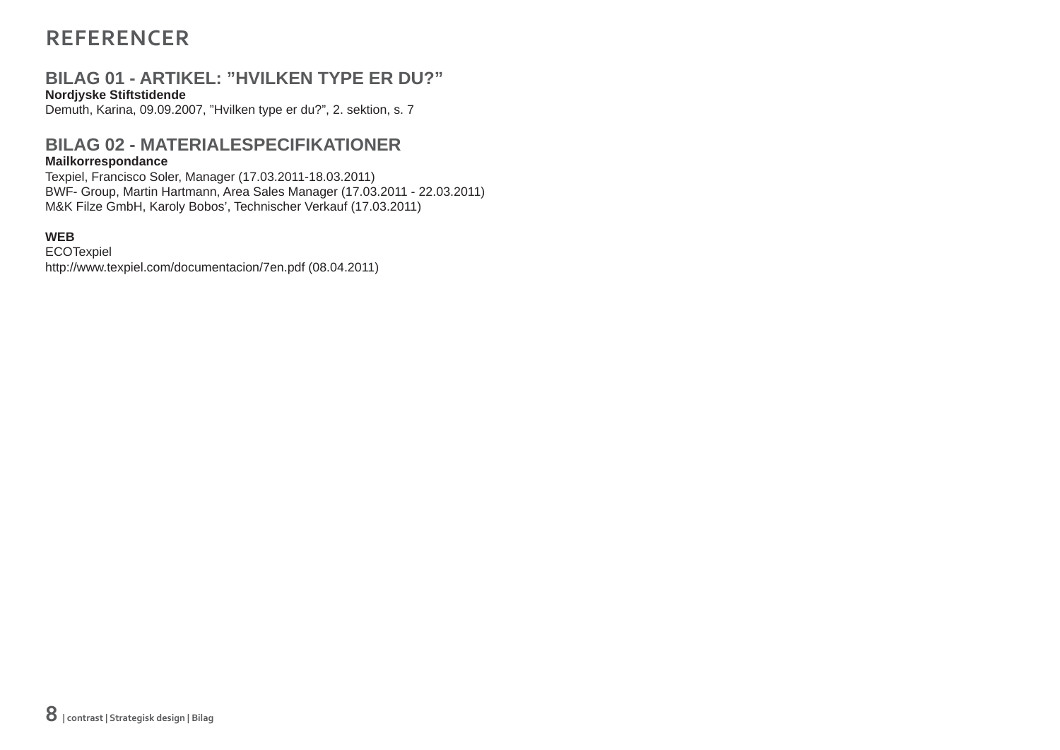# REFERENCER

## BILAG 01 - ARTIKEL: ”HVILKEN TYPE ER DU?”

**Nordjyske Stiftstidende**
Demuth, Karina, 09.09.2007, ”Hvilken type er du?”, 2. sektion, s. 7

## BILAG 02 - MATERIALESPECIFIKATIONER

**Mailkorrespondance**
Texpiel, Francisco Soler, Manager (17.03.2011-18.03.2011)
BWF- Group, Martin Hartmann, Area Sales Manager (17.03.2011 - 22.03.2011)
M&K Filze GmbH, Karoly Bobos’, Technischer Verkauf (17.03.2011)

**WEB**
ECOTexpiel
http://www.texpiel.com/documentacion/7en.pdf (08.04.2011)